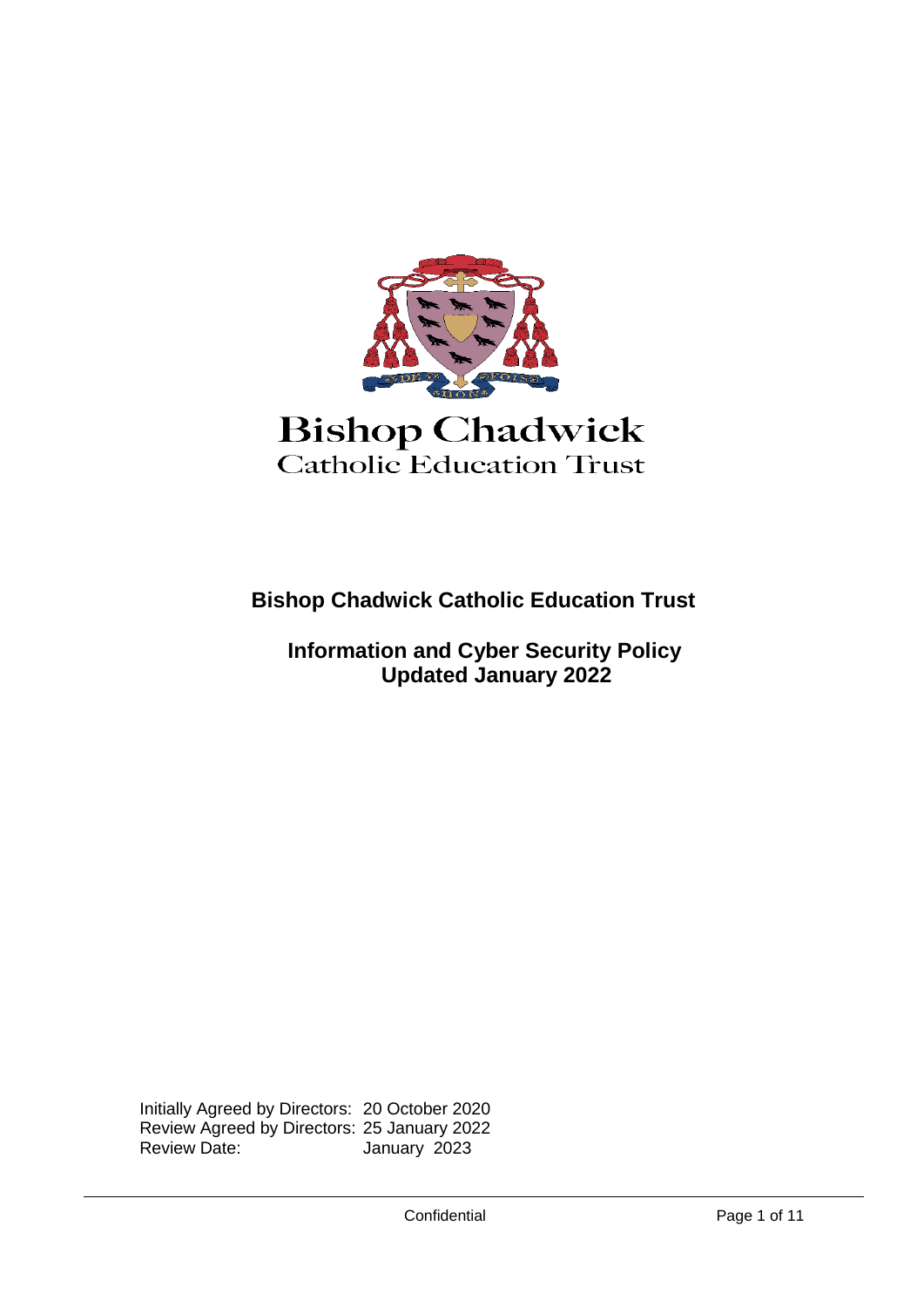Bishop Chadwick
Catholic Education Trust

# Bishop Chadwick Catholic Education Trust

## Information and Cyber Security Policy
## Updated January 2022

Initially Agreed by Directors: 20 October 2020
Review Agreed by Directors: 25 January 2022
Review Date: January 2023

Confidential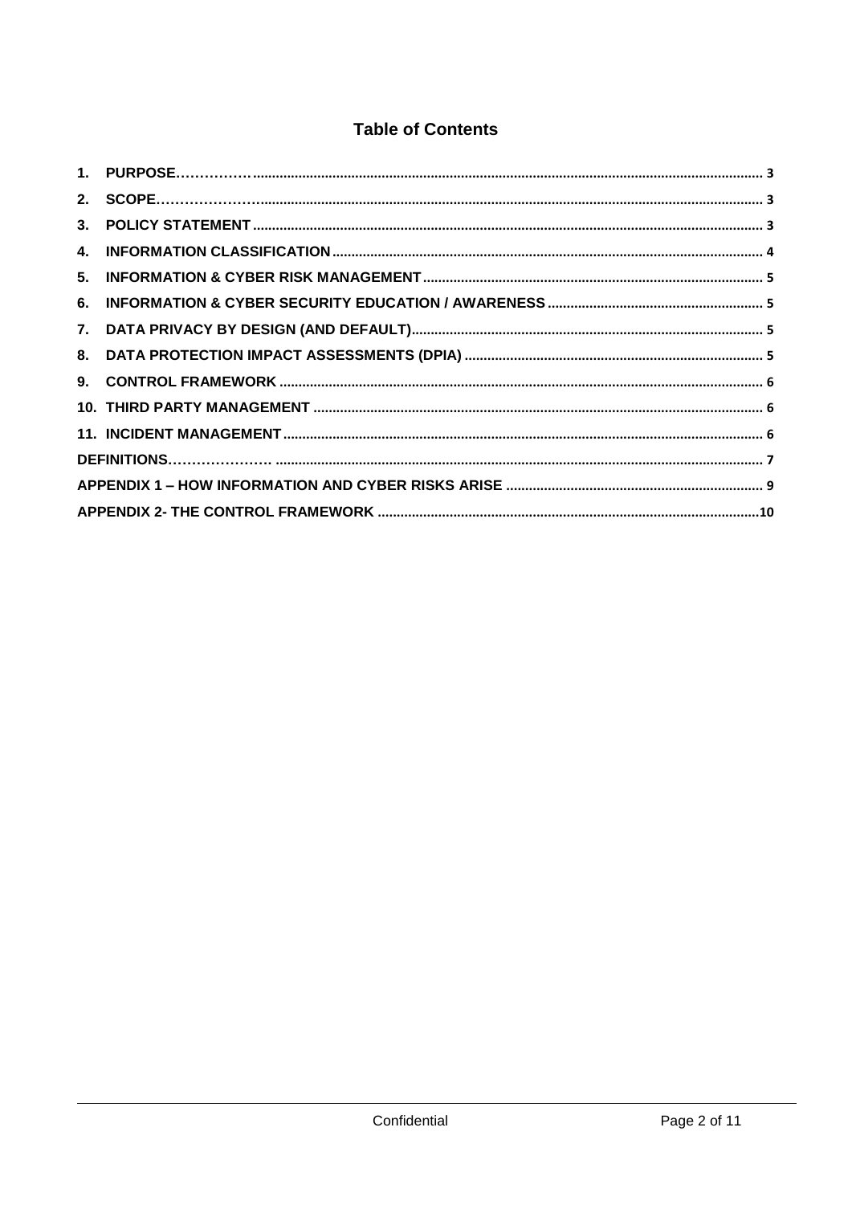## Table of Contents

1. PURPOSE ........ 3
2. SCOPE ........ 3
3. POLICY STATEMENT ........ 3
4. INFORMATION CLASSIFICATION ........ 4
5. INFORMATION & CYBER RISK MANAGEMENT ........ 5
6. INFORMATION & CYBER SECURITY EDUCATION / AWARENESS ........ 5
7. DATA PRIVACY BY DESIGN (AND DEFAULT) ........ 5
8. DATA PROTECTION IMPACT ASSESSMENTS (DPIA) ........ 5
9. CONTROL FRAMEWORK ........ 6
10. THIRD PARTY MANAGEMENT ........ 6
11. INCIDENT MANAGEMENT ........ 6

DEFINITIONS ........ 7

APPENDIX 1 – HOW INFORMATION AND CYBER RISKS ARISE ........ 9

APPENDIX 2- THE CONTROL FRAMEWORK ........ 10

Confidential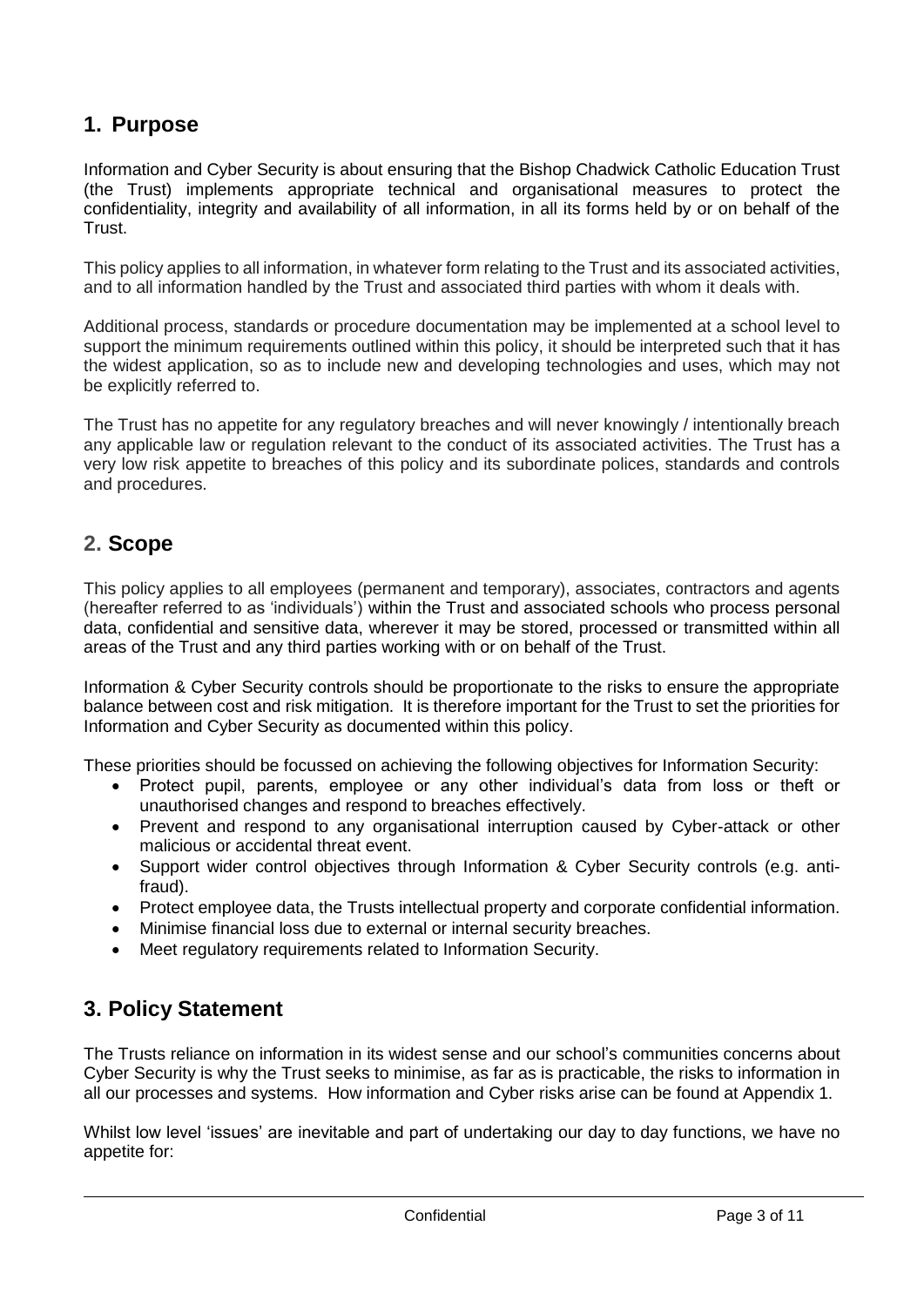## 1. Purpose

Information and Cyber Security is about ensuring that the Bishop Chadwick Catholic Education Trust (the Trust) implements appropriate technical and organisational measures to protect the confidentiality, integrity and availability of all information, in all its forms held by or on behalf of the Trust.

This policy applies to all information, in whatever form relating to the Trust and its associated activities, and to all information handled by the Trust and associated third parties with whom it deals with.

Additional process, standards or procedure documentation may be implemented at a school level to support the minimum requirements outlined within this policy, it should be interpreted such that it has the widest application, so as to include new and developing technologies and uses, which may not be explicitly referred to.

The Trust has no appetite for any regulatory breaches and will never knowingly / intentionally breach any applicable law or regulation relevant to the conduct of its associated activities. The Trust has a very low risk appetite to breaches of this policy and its subordinate polices, standards and controls and procedures.

## 2. Scope

This policy applies to all employees (permanent and temporary), associates, contractors and agents (hereafter referred to as 'individuals') within the Trust and associated schools who process personal data, confidential and sensitive data, wherever it may be stored, processed or transmitted within all areas of the Trust and any third parties working with or on behalf of the Trust.

Information & Cyber Security controls should be proportionate to the risks to ensure the appropriate balance between cost and risk mitigation. It is therefore important for the Trust to set the priorities for Information and Cyber Security as documented within this policy.

These priorities should be focussed on achieving the following objectives for Information Security:

- Protect pupil, parents, employee or any other individual's data from loss or theft or unauthorised changes and respond to breaches effectively.
- Prevent and respond to any organisational interruption caused by Cyber-attack or other malicious or accidental threat event.
- Support wider control objectives through Information & Cyber Security controls (e.g. anti-fraud).
- Protect employee data, the Trusts intellectual property and corporate confidential information.
- Minimise financial loss due to external or internal security breaches.
- Meet regulatory requirements related to Information Security.

## 3. Policy Statement

The Trusts reliance on information in its widest sense and our school's communities concerns about Cyber Security is why the Trust seeks to minimise, as far as is practicable, the risks to information in all our processes and systems. How information and Cyber risks arise can be found at Appendix 1.

Whilst low level 'issues' are inevitable and part of undertaking our day to day functions, we have no appetite for: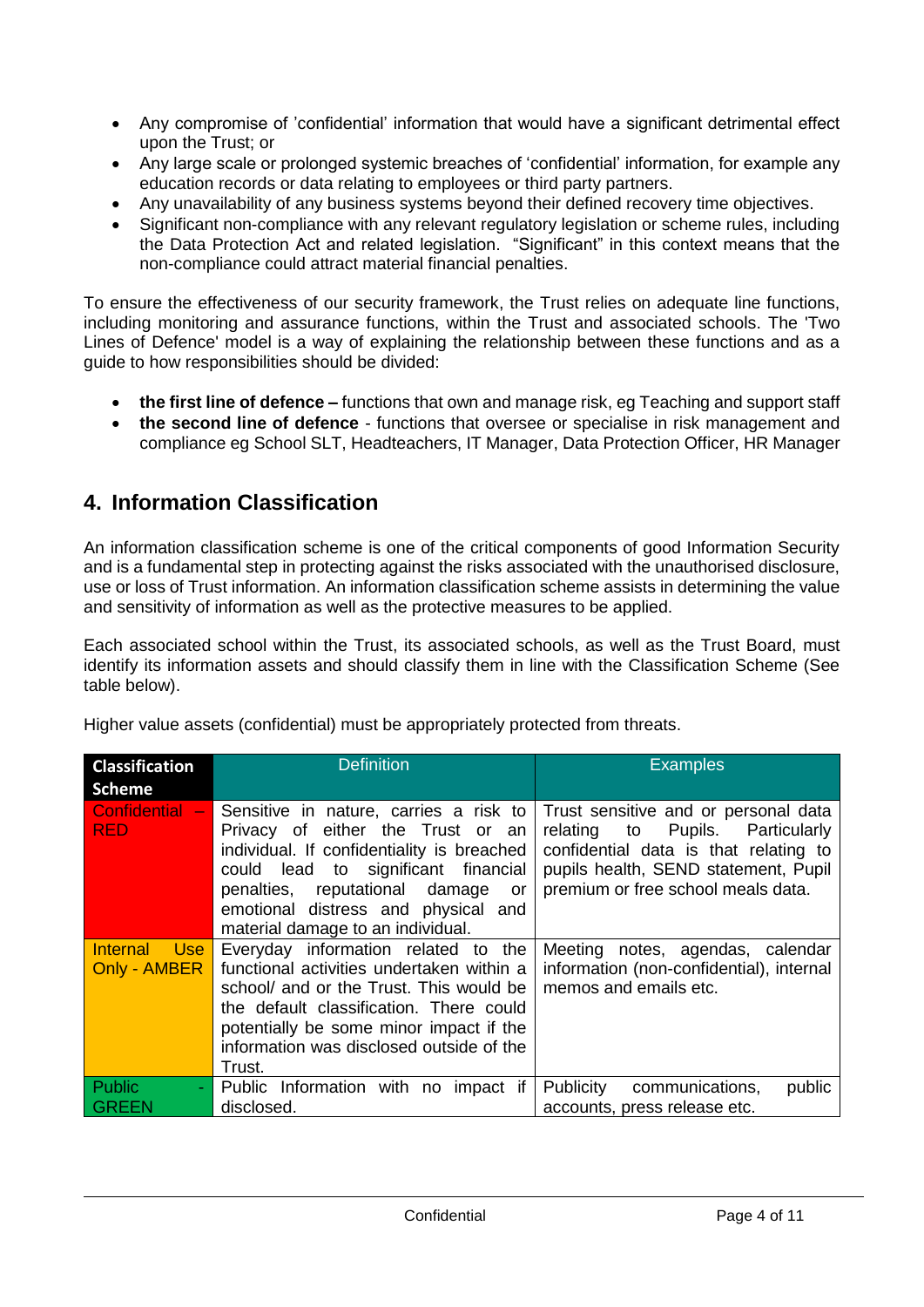- Any compromise of 'confidential' information that would have a significant detrimental effect upon the Trust; or
- Any large scale or prolonged systemic breaches of 'confidential' information, for example any education records or data relating to employees or third party partners.
- Any unavailability of any business systems beyond their defined recovery time objectives.
- Significant non-compliance with any relevant regulatory legislation or scheme rules, including the Data Protection Act and related legislation. "Significant" in this context means that the non-compliance could attract material financial penalties.

To ensure the effectiveness of our security framework, the Trust relies on adequate line functions, including monitoring and assurance functions, within the Trust and associated schools. The 'Two Lines of Defence' model is a way of explaining the relationship between these functions and as a guide to how responsibilities should be divided:

- **the first line of defence –** functions that own and manage risk, eg Teaching and support staff
- **the second line of defence** - functions that oversee or specialise in risk management and compliance eg School SLT, Headteachers, IT Manager, Data Protection Officer, HR Manager

## 4. Information Classification

An information classification scheme is one of the critical components of good Information Security and is a fundamental step in protecting against the risks associated with the unauthorised disclosure, use or loss of Trust information. An information classification scheme assists in determining the value and sensitivity of information as well as the protective measures to be applied.

Each associated school within the Trust, its associated schools, as well as the Trust Board, must identify its information assets and should classify them in line with the Classification Scheme (See table below).

Higher value assets (confidential) must be appropriately protected from threats.

| Classification Scheme | Definition | Examples |
|---|---|---|
| Confidential – RED | Sensitive in nature, carries a risk to Privacy of either the Trust or an individual. If confidentiality is breached could lead to significant financial penalties, reputational damage or emotional distress and physical and material damage to an individual. | Trust sensitive and or personal data relating to Pupils. Particularly confidential data is that relating to pupils health, SEND statement, Pupil premium or free school meals data. |
| Internal Use Only - AMBER | Everyday information related to the functional activities undertaken within a school/ and or the Trust. This would be the default classification. There could potentially be some minor impact if the information was disclosed outside of the Trust. | Meeting notes, agendas, calendar information (non-confidential), internal memos and emails etc. |
| Public - GREEN | Public Information with no impact if disclosed. | Publicity communications, public accounts, press release etc. |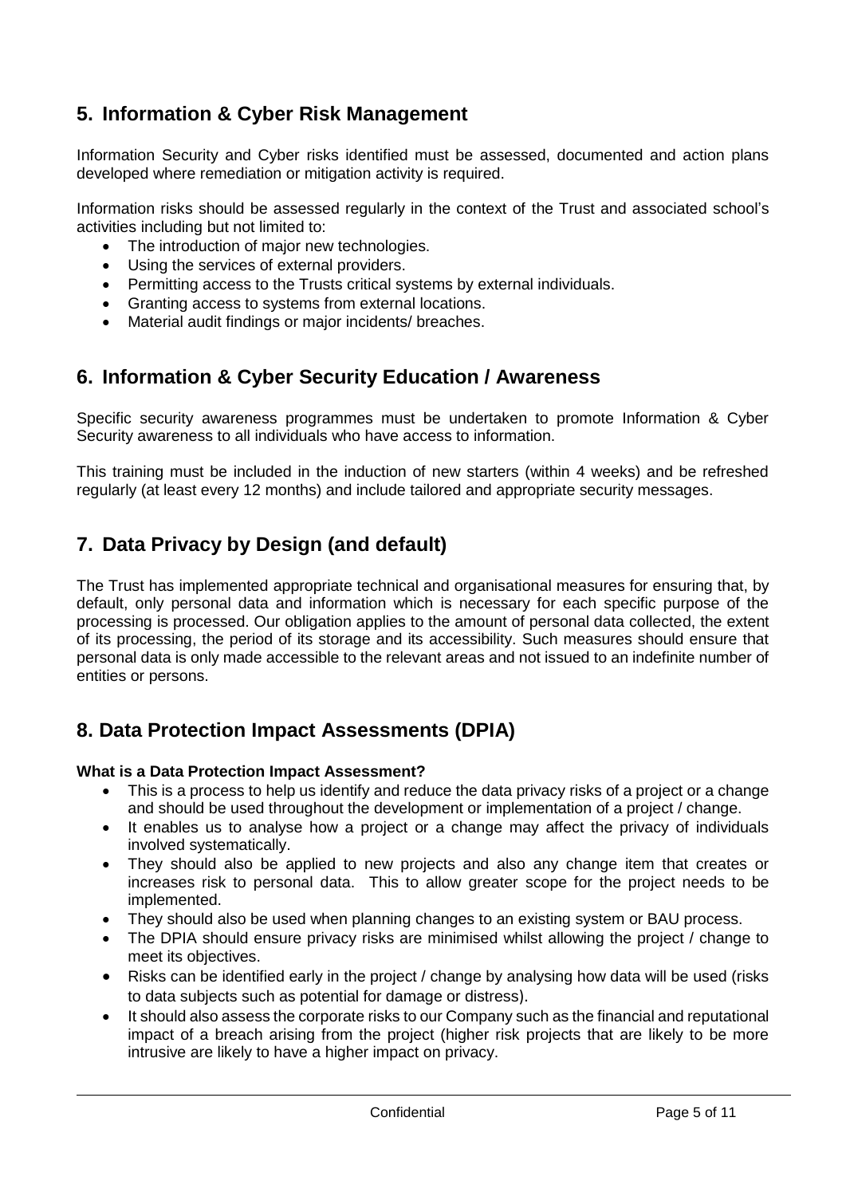## 5. Information & Cyber Risk Management

Information Security and Cyber risks identified must be assessed, documented and action plans developed where remediation or mitigation activity is required.

Information risks should be assessed regularly in the context of the Trust and associated school's activities including but not limited to:

- The introduction of major new technologies.
- Using the services of external providers.
- Permitting access to the Trusts critical systems by external individuals.
- Granting access to systems from external locations.
- Material audit findings or major incidents/ breaches.

## 6. Information & Cyber Security Education / Awareness

Specific security awareness programmes must be undertaken to promote Information & Cyber Security awareness to all individuals who have access to information.

This training must be included in the induction of new starters (within 4 weeks) and be refreshed regularly (at least every 12 months) and include tailored and appropriate security messages.

## 7. Data Privacy by Design (and default)

The Trust has implemented appropriate technical and organisational measures for ensuring that, by default, only personal data and information which is necessary for each specific purpose of the processing is processed. Our obligation applies to the amount of personal data collected, the extent of its processing, the period of its storage and its accessibility. Such measures should ensure that personal data is only made accessible to the relevant areas and not issued to an indefinite number of entities or persons.

## 8. Data Protection Impact Assessments (DPIA)

**What is a Data Protection Impact Assessment?**

- This is a process to help us identify and reduce the data privacy risks of a project or a change and should be used throughout the development or implementation of a project / change.
- It enables us to analyse how a project or a change may affect the privacy of individuals involved systematically.
- They should also be applied to new projects and also any change item that creates or increases risk to personal data. This to allow greater scope for the project needs to be implemented.
- They should also be used when planning changes to an existing system or BAU process.
- The DPIA should ensure privacy risks are minimised whilst allowing the project / change to meet its objectives.
- Risks can be identified early in the project / change by analysing how data will be used (risks to data subjects such as potential for damage or distress).
- It should also assess the corporate risks to our Company such as the financial and reputational impact of a breach arising from the project (higher risk projects that are likely to be more intrusive are likely to have a higher impact on privacy.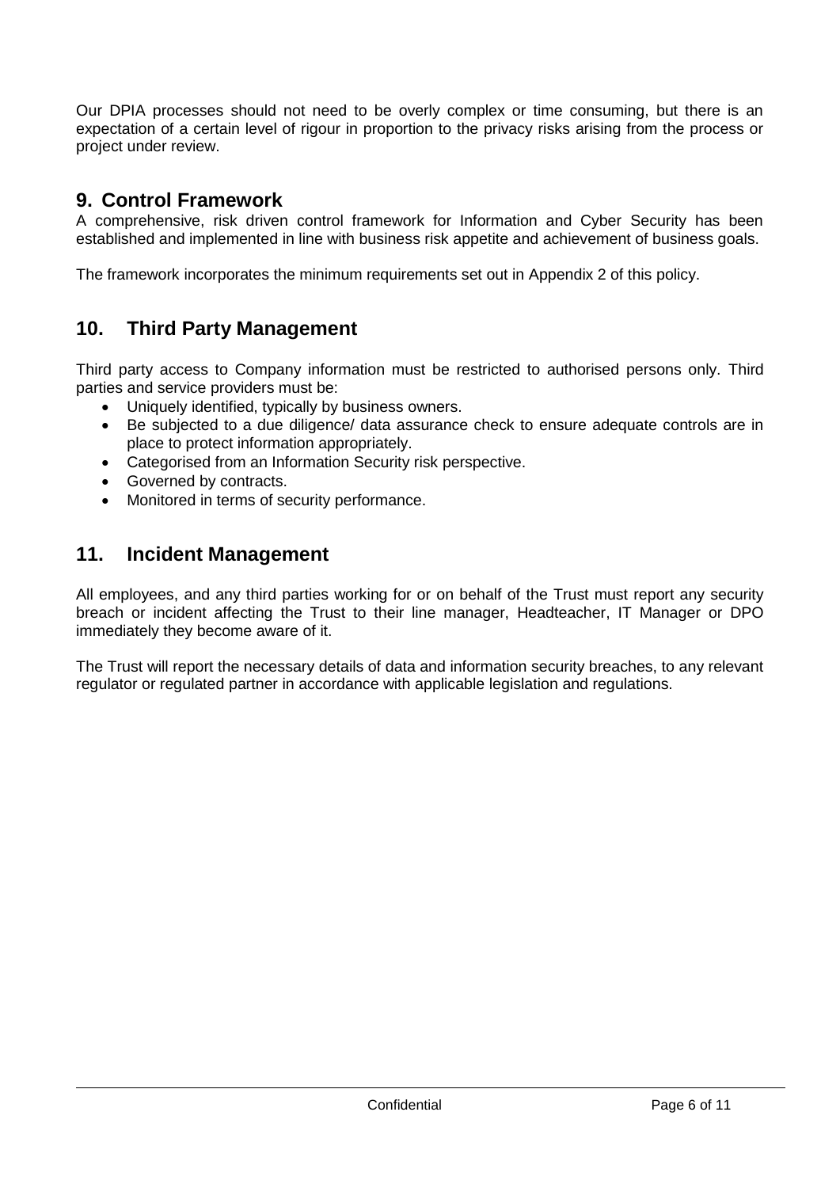Our DPIA processes should not need to be overly complex or time consuming, but there is an expectation of a certain level of rigour in proportion to the privacy risks arising from the process or project under review.

## 9. Control Framework

A comprehensive, risk driven control framework for Information and Cyber Security has been established and implemented in line with business risk appetite and achievement of business goals.

The framework incorporates the minimum requirements set out in Appendix 2 of this policy.

## 10. Third Party Management

Third party access to Company information must be restricted to authorised persons only. Third parties and service providers must be:

- Uniquely identified, typically by business owners.
- Be subjected to a due diligence/ data assurance check to ensure adequate controls are in place to protect information appropriately.
- Categorised from an Information Security risk perspective.
- Governed by contracts.
- Monitored in terms of security performance.

## 11. Incident Management

All employees, and any third parties working for or on behalf of the Trust must report any security breach or incident affecting the Trust to their line manager, Headteacher, IT Manager or DPO immediately they become aware of it.

The Trust will report the necessary details of data and information security breaches, to any relevant regulator or regulated partner in accordance with applicable legislation and regulations.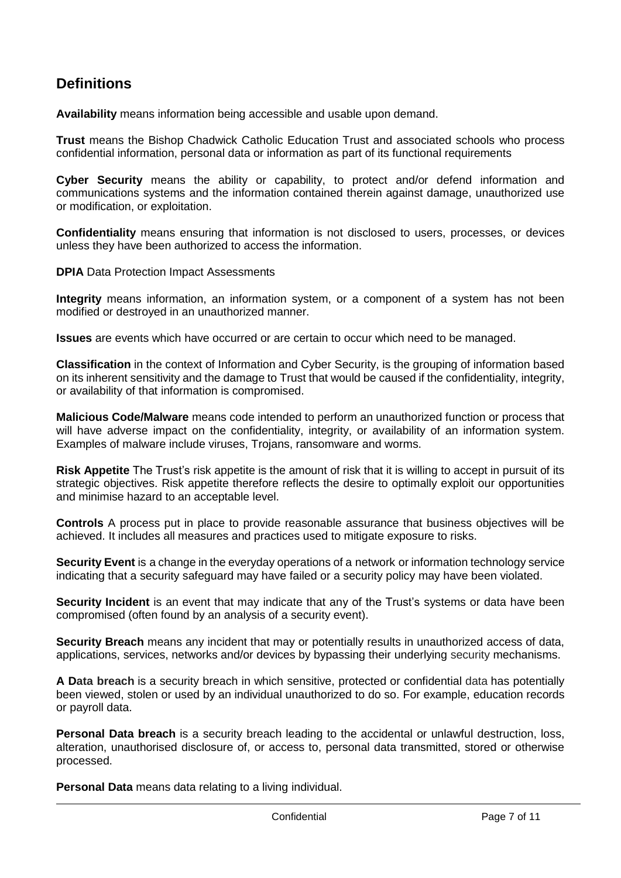## Definitions

**Availability** means information being accessible and usable upon demand.

**Trust** means the Bishop Chadwick Catholic Education Trust and associated schools who process confidential information, personal data or information as part of its functional requirements

**Cyber Security** means the ability or capability, to protect and/or defend information and communications systems and the information contained therein against damage, unauthorized use or modification, or exploitation.

**Confidentiality** means ensuring that information is not disclosed to users, processes, or devices unless they have been authorized to access the information.

**DPIA** Data Protection Impact Assessments

**Integrity** means information, an information system, or a component of a system has not been modified or destroyed in an unauthorized manner.

**Issues** are events which have occurred or are certain to occur which need to be managed.

**Classification** in the context of Information and Cyber Security, is the grouping of information based on its inherent sensitivity and the damage to Trust that would be caused if the confidentiality, integrity, or availability of that information is compromised.

**Malicious Code/Malware** means code intended to perform an unauthorized function or process that will have adverse impact on the confidentiality, integrity, or availability of an information system. Examples of malware include viruses, Trojans, ransomware and worms.

**Risk Appetite** The Trust's risk appetite is the amount of risk that it is willing to accept in pursuit of its strategic objectives. Risk appetite therefore reflects the desire to optimally exploit our opportunities and minimise hazard to an acceptable level.

**Controls** A process put in place to provide reasonable assurance that business objectives will be achieved. It includes all measures and practices used to mitigate exposure to risks.

**Security Event** is a change in the everyday operations of a network or information technology service indicating that a security safeguard may have failed or a security policy may have been violated.

**Security Incident** is an event that may indicate that any of the Trust's systems or data have been compromised (often found by an analysis of a security event).

**Security Breach** means any incident that may or potentially results in unauthorized access of data, applications, services, networks and/or devices by bypassing their underlying security mechanisms.

**A Data breach** is a security breach in which sensitive, protected or confidential data has potentially been viewed, stolen or used by an individual unauthorized to do so. For example, education records or payroll data.

**Personal Data breach** is a security breach leading to the accidental or unlawful destruction, loss, alteration, unauthorised disclosure of, or access to, personal data transmitted, stored or otherwise processed.

**Personal Data** means data relating to a living individual.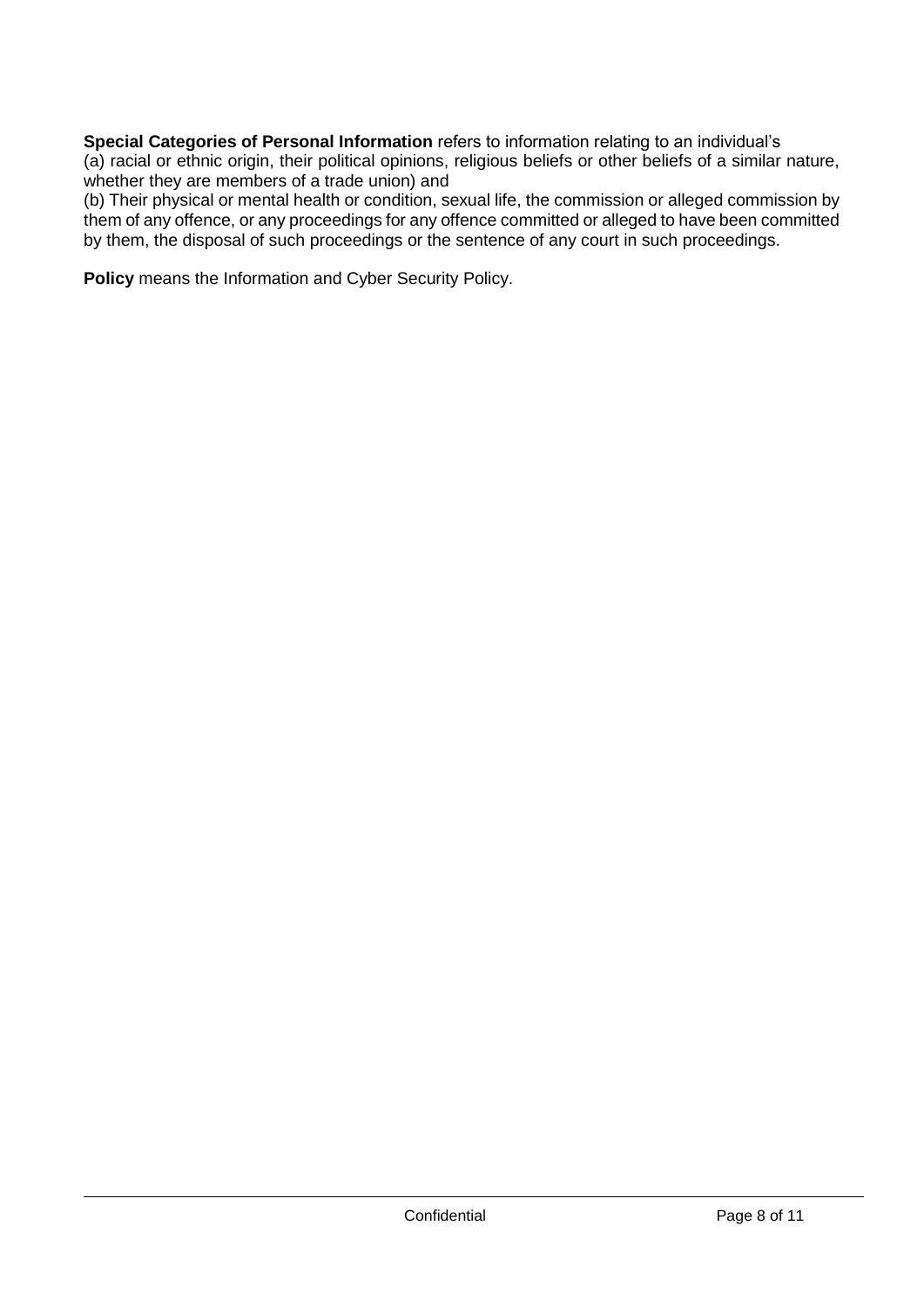**Special Categories of Personal Information** refers to information relating to an individual's
(a) racial or ethnic origin, their political opinions, religious beliefs or other beliefs of a similar nature, whether they are members of a trade union) and
(b) Their physical or mental health or condition, sexual life, the commission or alleged commission by them of any offence, or any proceedings for any offence committed or alleged to have been committed by them, the disposal of such proceedings or the sentence of any court in such proceedings.

**Policy** means the Information and Cyber Security Policy.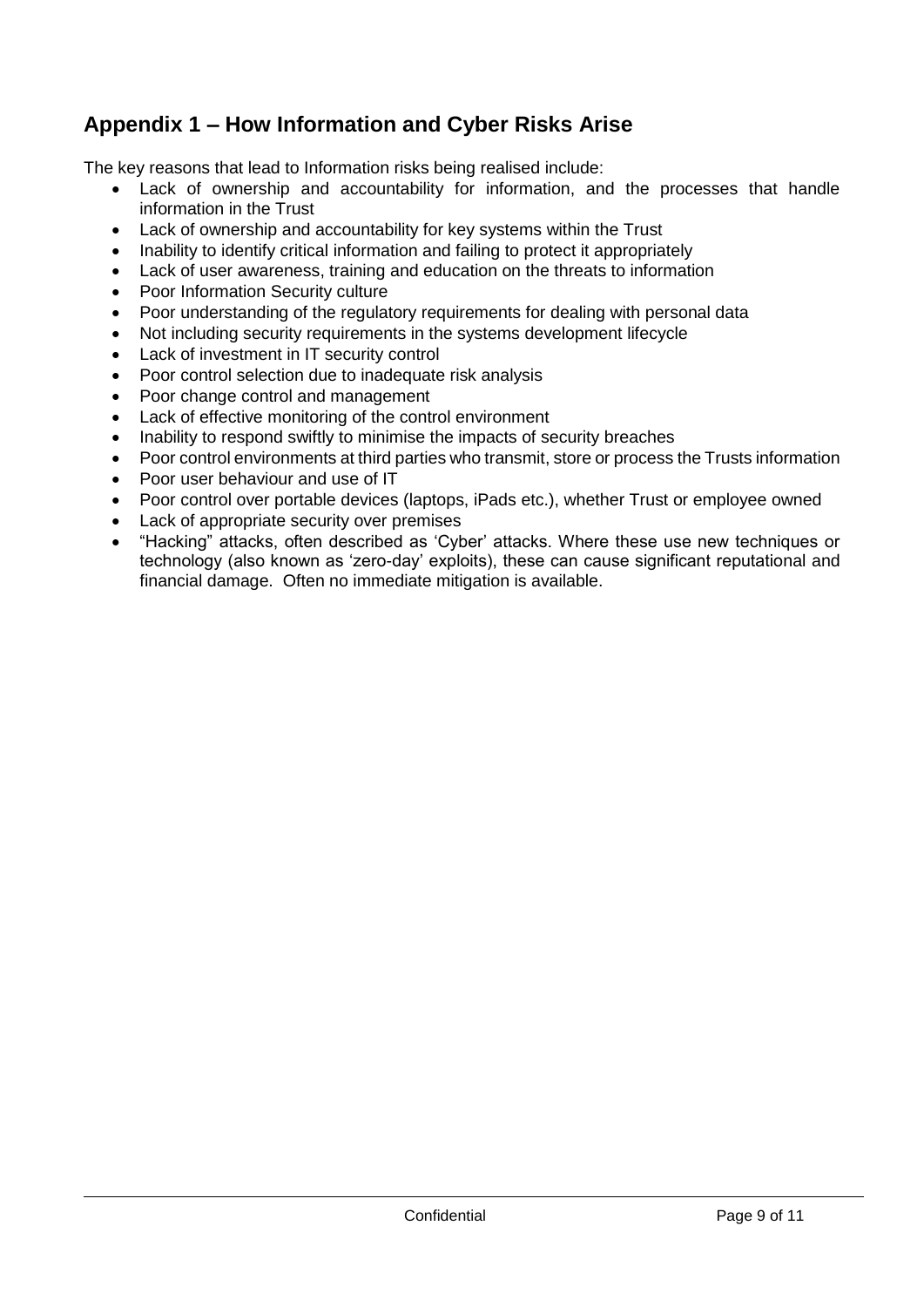## Appendix 1 – How Information and Cyber Risks Arise

The key reasons that lead to Information risks being realised include:

- Lack of ownership and accountability for information, and the processes that handle information in the Trust
- Lack of ownership and accountability for key systems within the Trust
- Inability to identify critical information and failing to protect it appropriately
- Lack of user awareness, training and education on the threats to information
- Poor Information Security culture
- Poor understanding of the regulatory requirements for dealing with personal data
- Not including security requirements in the systems development lifecycle
- Lack of investment in IT security control
- Poor control selection due to inadequate risk analysis
- Poor change control and management
- Lack of effective monitoring of the control environment
- Inability to respond swiftly to minimise the impacts of security breaches
- Poor control environments at third parties who transmit, store or process the Trusts information
- Poor user behaviour and use of IT
- Poor control over portable devices (laptops, iPads etc.), whether Trust or employee owned
- Lack of appropriate security over premises
- "Hacking" attacks, often described as 'Cyber' attacks. Where these use new techniques or technology (also known as 'zero-day' exploits), these can cause significant reputational and financial damage. Often no immediate mitigation is available.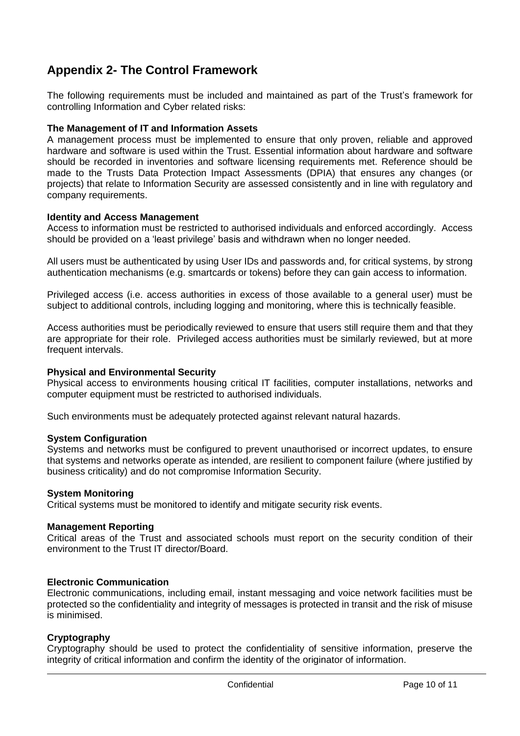## Appendix 2- The Control Framework

The following requirements must be included and maintained as part of the Trust's framework for controlling Information and Cyber related risks:

**The Management of IT and Information Assets**
A management process must be implemented to ensure that only proven, reliable and approved hardware and software is used within the Trust. Essential information about hardware and software should be recorded in inventories and software licensing requirements met. Reference should be made to the Trusts Data Protection Impact Assessments (DPIA) that ensures any changes (or projects) that relate to Information Security are assessed consistently and in line with regulatory and company requirements.

**Identity and Access Management**
Access to information must be restricted to authorised individuals and enforced accordingly. Access should be provided on a 'least privilege' basis and withdrawn when no longer needed.

All users must be authenticated by using User IDs and passwords and, for critical systems, by strong authentication mechanisms (e.g. smartcards or tokens) before they can gain access to information.

Privileged access (i.e. access authorities in excess of those available to a general user) must be subject to additional controls, including logging and monitoring, where this is technically feasible.

Access authorities must be periodically reviewed to ensure that users still require them and that they are appropriate for their role. Privileged access authorities must be similarly reviewed, but at more frequent intervals.

**Physical and Environmental Security**
Physical access to environments housing critical IT facilities, computer installations, networks and computer equipment must be restricted to authorised individuals.

Such environments must be adequately protected against relevant natural hazards.

**System Configuration**
Systems and networks must be configured to prevent unauthorised or incorrect updates, to ensure that systems and networks operate as intended, are resilient to component failure (where justified by business criticality) and do not compromise Information Security.

**System Monitoring**
Critical systems must be monitored to identify and mitigate security risk events.

**Management Reporting**
Critical areas of the Trust and associated schools must report on the security condition of their environment to the Trust IT director/Board.

**Electronic Communication**
Electronic communications, including email, instant messaging and voice network facilities must be protected so the confidentiality and integrity of messages is protected in transit and the risk of misuse is minimised.

**Cryptography**
Cryptography should be used to protect the confidentiality of sensitive information, preserve the integrity of critical information and confirm the identity of the originator of information.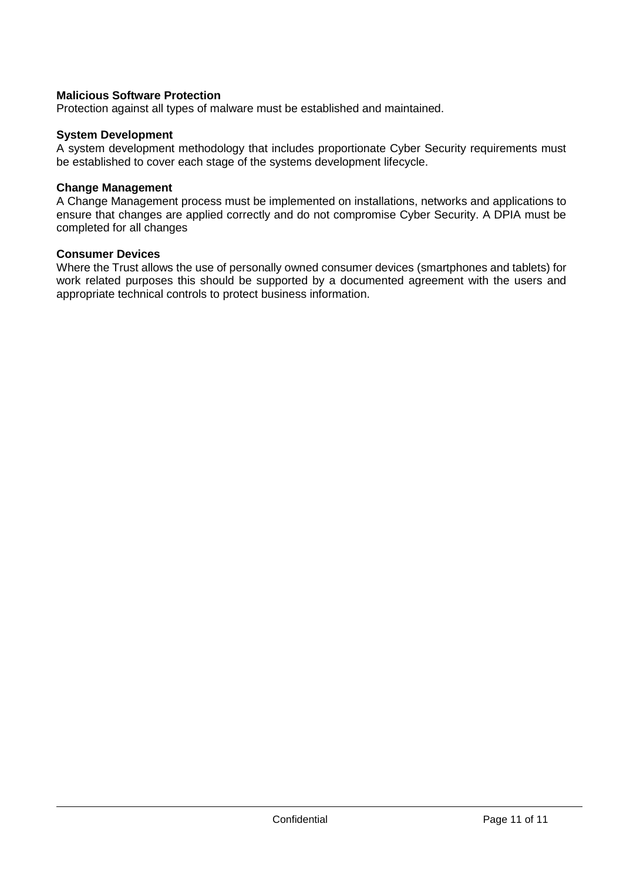**Malicious Software Protection**
Protection against all types of malware must be established and maintained.

**System Development**
A system development methodology that includes proportionate Cyber Security requirements must be established to cover each stage of the systems development lifecycle.

**Change Management**
A Change Management process must be implemented on installations, networks and applications to ensure that changes are applied correctly and do not compromise Cyber Security. A DPIA must be completed for all changes

**Consumer Devices**
Where the Trust allows the use of personally owned consumer devices (smartphones and tablets) for work related purposes this should be supported by a documented agreement with the users and appropriate technical controls to protect business information.